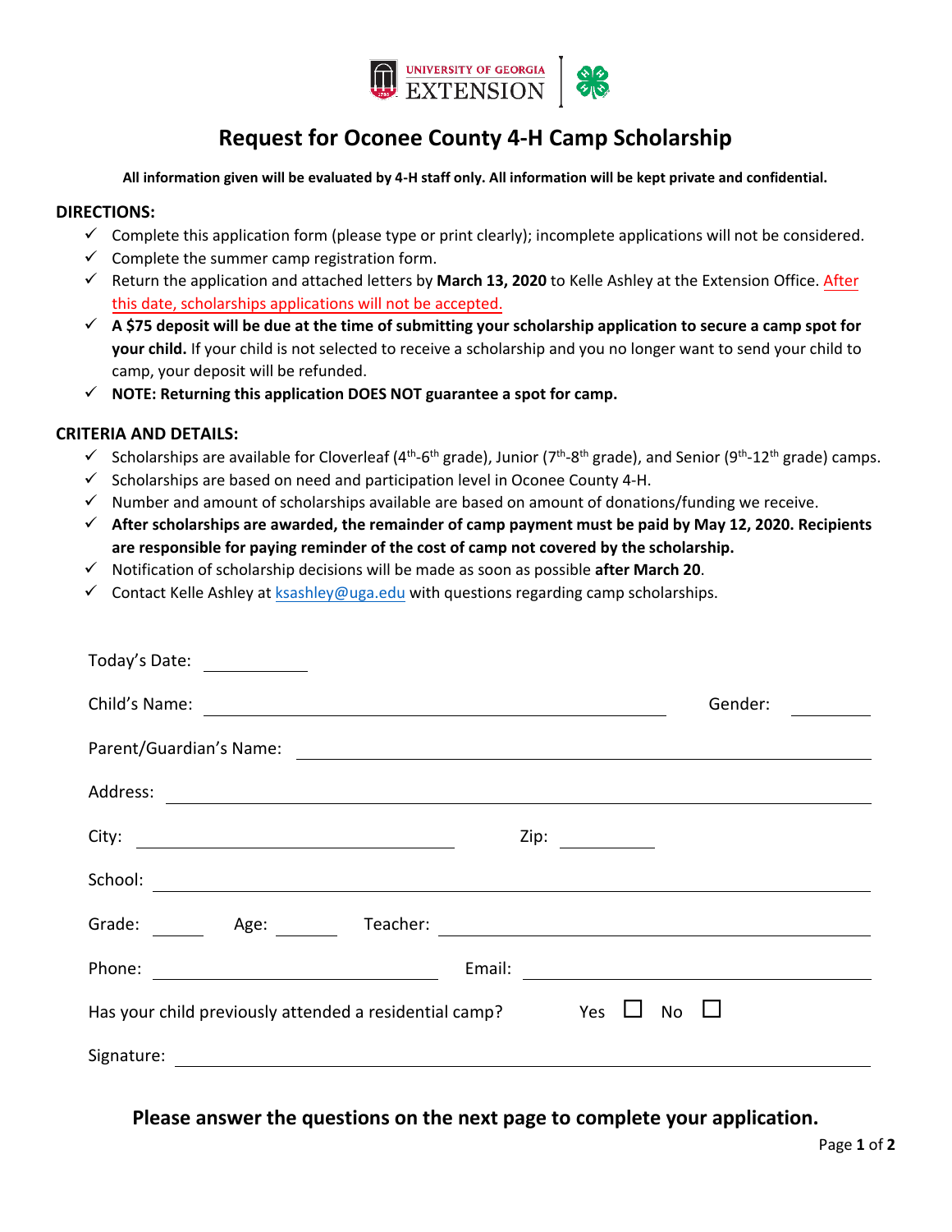# Request for Oconee County 4-H Camp Scholarship

**All information given will be evaluated by 4-H staff only. All information will be kept private and confidential.**

## DIRECTIONS:

- ✓ Complete this application form (please type or print clearly); incomplete applications will not be considered.
- ✓ Complete the summer camp registration form.
- ✓ Return the application and attached letters by **March 13, 2020** to Kelle Ashley at the Extension Office. After this date, scholarships applications will not be accepted.
- ✓ **A $75 deposit will be due at the time of submitting your scholarship application to secure a camp spot for your child.** If your child is not selected to receive a scholarship and you no longer want to send your child to camp, your deposit will be refunded.
- ✓ **NOTE: Returning this application DOES NOT guarantee a spot for camp.**

## CRITERIA AND DETAILS:

- ✓ Scholarships are available for Cloverleaf (4th-6th grade), Junior (7th-8th grade), and Senior (9th-12th grade) camps.
- ✓ Scholarships are based on need and participation level in Oconee County 4-H.
- ✓ Number and amount of scholarships available are based on amount of donations/funding we receive.
- ✓ **After scholarships are awarded, the remainder of camp payment must be paid by May 12, 2020. Recipients are responsible for paying reminder of the cost of camp not covered by the scholarship.**
- ✓ Notification of scholarship decisions will be made as soon as possible **after March 20**.
- ✓ Contact Kelle Ashley at ksashley@uga.edu with questions regarding camp scholarships.

Today's Date: ____________

Child's Name: ________________________________________________ Gender: ________

Parent/Guardian's Name: ________________________________________________

Address: ________________________________________________

City: ______________________________ Zip: __________

School: ________________________________________________

Grade: ______ Age: ______ Teacher: ________________________________

Phone: ______________________________ Email: ______________________________

Has your child previously attended a residential camp? Yes ☐ No ☐

Signature: ________________________________________________

**Please answer the questions on the next page to complete your application.**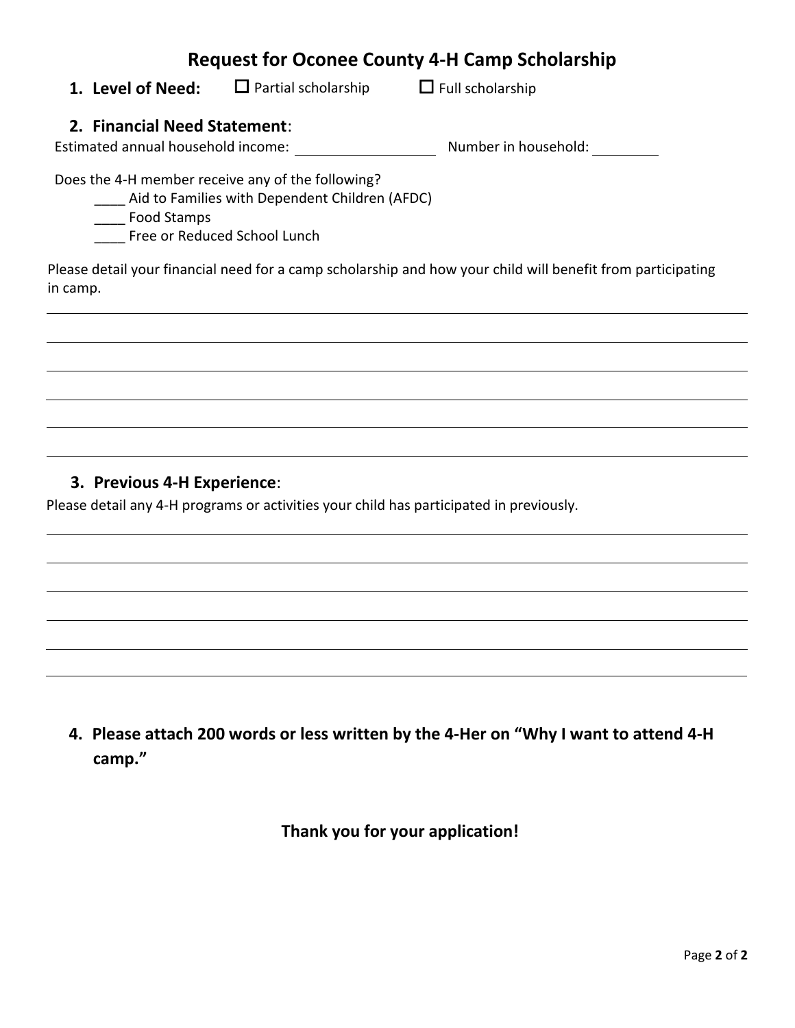# Request for Oconee County 4-H Camp Scholarship

**1. Level of Need:** ☐ Partial scholarship ☐ Full scholarship

**2. Financial Need Statement**:

Estimated annual household income: ____________ Number in household: ________

Does the 4-H member receive any of the following?

____ Aid to Families with Dependent Children (AFDC)

____ Food Stamps

____ Free or Reduced School Lunch

Please detail your financial need for a camp scholarship and how your child will benefit from participating in camp.

______________________________________________________________________

______________________________________________________________________

______________________________________________________________________

______________________________________________________________________

______________________________________________________________________

______________________________________________________________________

**3. Previous 4-H Experience**:

Please detail any 4-H programs or activities your child has participated in previously.

______________________________________________________________________

______________________________________________________________________

______________________________________________________________________

______________________________________________________________________

______________________________________________________________________

______________________________________________________________________

**4. Please attach 200 words or less written by the 4-Her on "Why I want to attend 4-H camp."**

**Thank you for your application!**